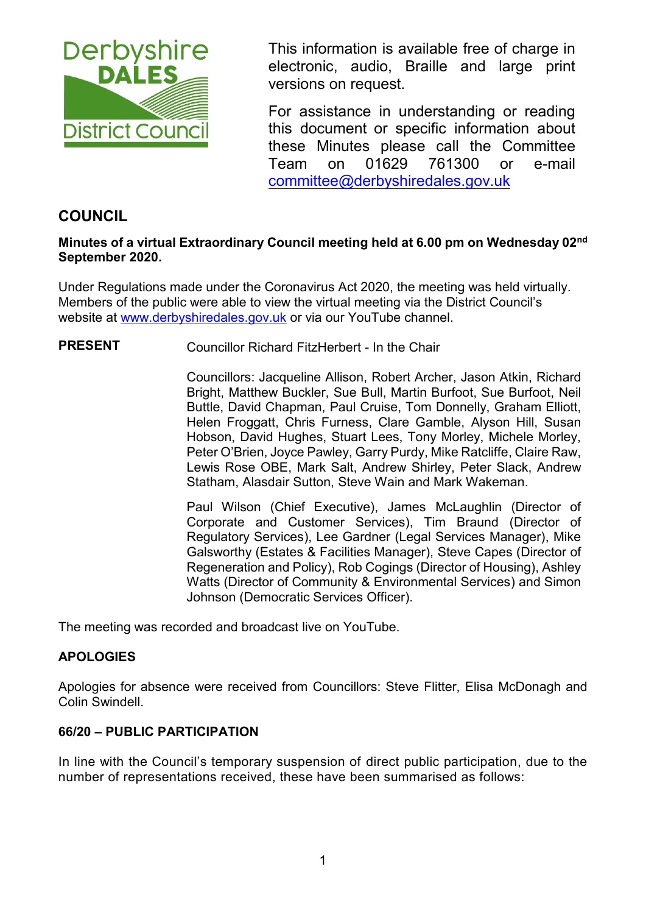Derbyshire DALES District Council

This information is available free of charge in electronic, audio, Braille and large print versions on request.

For assistance in understanding or reading this document or specific information about these Minutes please call the Committee Team on 01629 761300 or e-mail committee@derbyshiredales.gov.uk

## COUNCIL

**Minutes of a virtual Extraordinary Council meeting held at 6.00 pm on Wednesday 02nd September 2020.**

Under Regulations made under the Coronavirus Act 2020, the meeting was held virtually. Members of the public were able to view the virtual meeting via the District Council's website at www.derbyshiredales.gov.uk or via our YouTube channel.

**PRESENT** Councillor Richard FitzHerbert - In the Chair

Councillors: Jacqueline Allison, Robert Archer, Jason Atkin, Richard Bright, Matthew Buckler, Sue Bull, Martin Burfoot, Sue Burfoot, Neil Buttle, David Chapman, Paul Cruise, Tom Donnelly, Graham Elliott, Helen Froggatt, Chris Furness, Clare Gamble, Alyson Hill, Susan Hobson, David Hughes, Stuart Lees, Tony Morley, Michele Morley, Peter O'Brien, Joyce Pawley, Garry Purdy, Mike Ratcliffe, Claire Raw, Lewis Rose OBE, Mark Salt, Andrew Shirley, Peter Slack, Andrew Statham, Alasdair Sutton, Steve Wain and Mark Wakeman.

Paul Wilson (Chief Executive), James McLaughlin (Director of Corporate and Customer Services), Tim Braund (Director of Regulatory Services), Lee Gardner (Legal Services Manager), Mike Galsworthy (Estates & Facilities Manager), Steve Capes (Director of Regeneration and Policy), Rob Cogings (Director of Housing), Ashley Watts (Director of Community & Environmental Services) and Simon Johnson (Democratic Services Officer).

The meeting was recorded and broadcast live on YouTube.

### APOLOGIES

Apologies for absence were received from Councillors: Steve Flitter, Elisa McDonagh and Colin Swindell.

### 66/20 – PUBLIC PARTICIPATION

In line with the Council's temporary suspension of direct public participation, due to the number of representations received, these have been summarised as follows: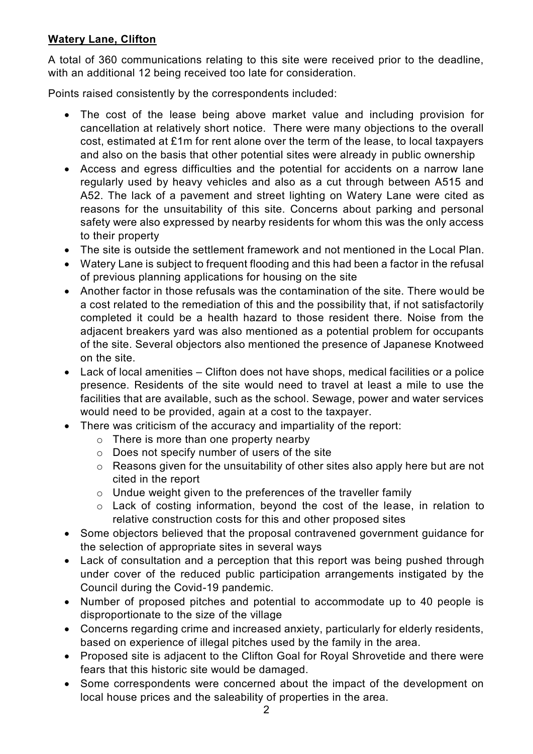**Watery Lane, Clifton**

A total of 360 communications relating to this site were received prior to the deadline, with an additional 12 being received too late for consideration.

Points raised consistently by the correspondents included:

- The cost of the lease being above market value and including provision for cancellation at relatively short notice. There were many objections to the overall cost, estimated at £1m for rent alone over the term of the lease, to local taxpayers and also on the basis that other potential sites were already in public ownership
- Access and egress difficulties and the potential for accidents on a narrow lane regularly used by heavy vehicles and also as a cut through between A515 and A52. The lack of a pavement and street lighting on Watery Lane were cited as reasons for the unsuitability of this site. Concerns about parking and personal safety were also expressed by nearby residents for whom this was the only access to their property
- The site is outside the settlement framework and not mentioned in the Local Plan.
- Watery Lane is subject to frequent flooding and this had been a factor in the refusal of previous planning applications for housing on the site
- Another factor in those refusals was the contamination of the site. There would be a cost related to the remediation of this and the possibility that, if not satisfactorily completed it could be a health hazard to those resident there. Noise from the adjacent breakers yard was also mentioned as a potential problem for occupants of the site. Several objectors also mentioned the presence of Japanese Knotweed on the site.
- Lack of local amenities – Clifton does not have shops, medical facilities or a police presence. Residents of the site would need to travel at least a mile to use the facilities that are available, such as the school. Sewage, power and water services would need to be provided, again at a cost to the taxpayer.
- There was criticism of the accuracy and impartiality of the report:
    - There is more than one property nearby
    - Does not specify number of users of the site
    - Reasons given for the unsuitability of other sites also apply here but are not cited in the report
    - Undue weight given to the preferences of the traveller family
    - Lack of costing information, beyond the cost of the lease, in relation to relative construction costs for this and other proposed sites
- Some objectors believed that the proposal contravened government guidance for the selection of appropriate sites in several ways
- Lack of consultation and a perception that this report was being pushed through under cover of the reduced public participation arrangements instigated by the Council during the Covid-19 pandemic.
- Number of proposed pitches and potential to accommodate up to 40 people is disproportionate to the size of the village
- Concerns regarding crime and increased anxiety, particularly for elderly residents, based on experience of illegal pitches used by the family in the area.
- Proposed site is adjacent to the Clifton Goal for Royal Shrovetide and there were fears that this historic site would be damaged.
- Some correspondents were concerned about the impact of the development on local house prices and the saleability of properties in the area.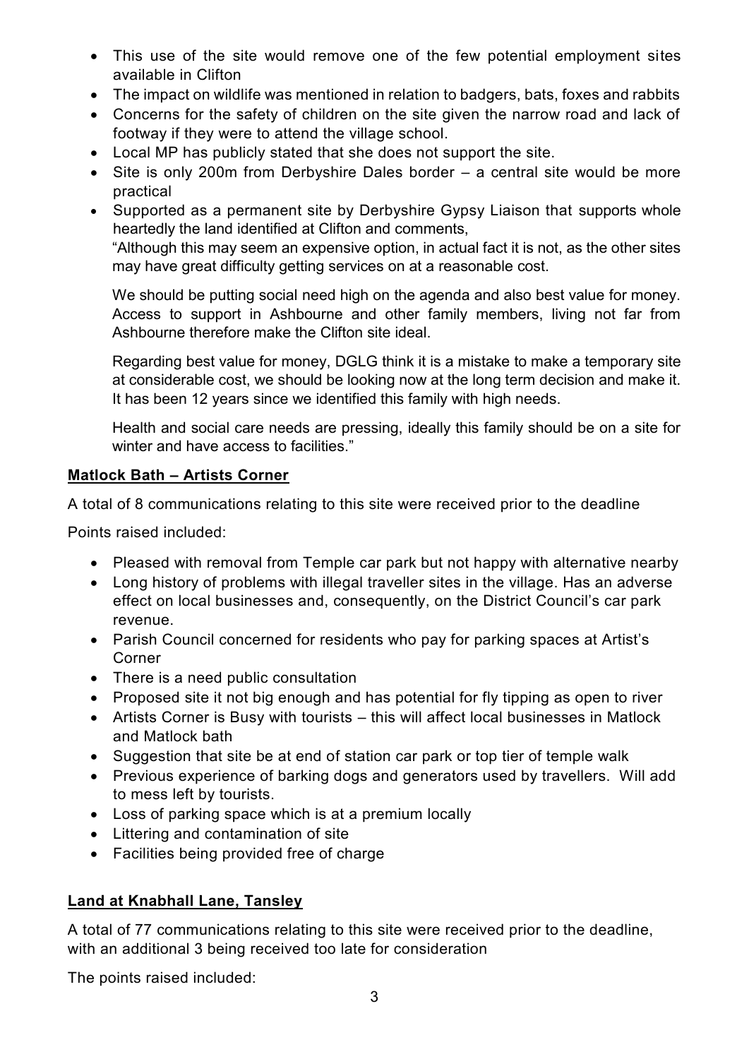- This use of the site would remove one of the few potential employment sites available in Clifton
- The impact on wildlife was mentioned in relation to badgers, bats, foxes and rabbits
- Concerns for the safety of children on the site given the narrow road and lack of footway if they were to attend the village school.
- Local MP has publicly stated that she does not support the site.
- Site is only 200m from Derbyshire Dales border – a central site would be more practical
- Supported as a permanent site by Derbyshire Gypsy Liaison that supports whole heartedly the land identified at Clifton and comments,

  "Although this may seem an expensive option, in actual fact it is not, as the other sites may have great difficulty getting services on at a reasonable cost.

  We should be putting social need high on the agenda and also best value for money. Access to support in Ashbourne and other family members, living not far from Ashbourne therefore make the Clifton site ideal.

  Regarding best value for money, DGLG think it is a mistake to make a temporary site at considerable cost, we should be looking now at the long term decision and make it. It has been 12 years since we identified this family with high needs.

  Health and social care needs are pressing, ideally this family should be on a site for winter and have access to facilities."

**Matlock Bath – Artists Corner**

A total of 8 communications relating to this site were received prior to the deadline

Points raised included:

- Pleased with removal from Temple car park but not happy with alternative nearby
- Long history of problems with illegal traveller sites in the village. Has an adverse effect on local businesses and, consequently, on the District Council's car park revenue.
- Parish Council concerned for residents who pay for parking spaces at Artist's Corner
- There is a need public consultation
- Proposed site it not big enough and has potential for fly tipping as open to river
- Artists Corner is Busy with tourists – this will affect local businesses in Matlock and Matlock bath
- Suggestion that site be at end of station car park or top tier of temple walk
- Previous experience of barking dogs and generators used by travellers. Will add to mess left by tourists.
- Loss of parking space which is at a premium locally
- Littering and contamination of site
- Facilities being provided free of charge

**Land at Knabhall Lane, Tansley**

A total of 77 communications relating to this site were received prior to the deadline, with an additional 3 being received too late for consideration

The points raised included: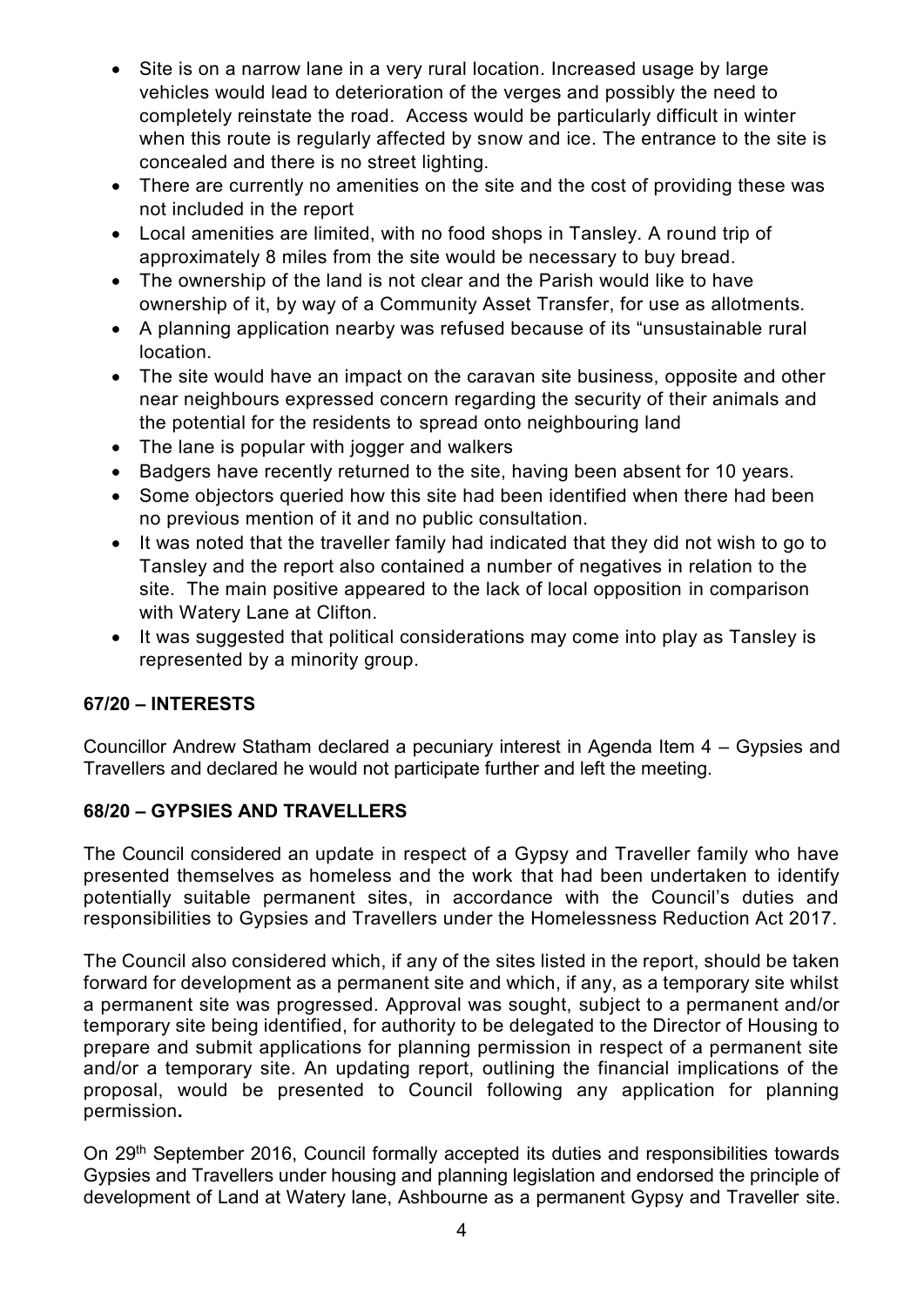- Site is on a narrow lane in a very rural location. Increased usage by large vehicles would lead to deterioration of the verges and possibly the need to completely reinstate the road. Access would be particularly difficult in winter when this route is regularly affected by snow and ice. The entrance to the site is concealed and there is no street lighting.
- There are currently no amenities on the site and the cost of providing these was not included in the report
- Local amenities are limited, with no food shops in Tansley. A round trip of approximately 8 miles from the site would be necessary to buy bread.
- The ownership of the land is not clear and the Parish would like to have ownership of it, by way of a Community Asset Transfer, for use as allotments.
- A planning application nearby was refused because of its "unsustainable rural location.
- The site would have an impact on the caravan site business, opposite and other near neighbours expressed concern regarding the security of their animals and the potential for the residents to spread onto neighbouring land
- The lane is popular with jogger and walkers
- Badgers have recently returned to the site, having been absent for 10 years.
- Some objectors queried how this site had been identified when there had been no previous mention of it and no public consultation.
- It was noted that the traveller family had indicated that they did not wish to go to Tansley and the report also contained a number of negatives in relation to the site. The main positive appeared to the lack of local opposition in comparison with Watery Lane at Clifton.
- It was suggested that political considerations may come into play as Tansley is represented by a minority group.

**67/20 – INTERESTS**

Councillor Andrew Statham declared a pecuniary interest in Agenda Item 4 – Gypsies and Travellers and declared he would not participate further and left the meeting.

**68/20 – GYPSIES AND TRAVELLERS**

The Council considered an update in respect of a Gypsy and Traveller family who have presented themselves as homeless and the work that had been undertaken to identify potentially suitable permanent sites, in accordance with the Council's duties and responsibilities to Gypsies and Travellers under the Homelessness Reduction Act 2017.

The Council also considered which, if any of the sites listed in the report, should be taken forward for development as a permanent site and which, if any, as a temporary site whilst a permanent site was progressed. Approval was sought, subject to a permanent and/or temporary site being identified, for authority to be delegated to the Director of Housing to prepare and submit applications for planning permission in respect of a permanent site and/or a temporary site. An updating report, outlining the financial implications of the proposal, would be presented to Council following any application for planning permission**.**

On 29th September 2016, Council formally accepted its duties and responsibilities towards Gypsies and Travellers under housing and planning legislation and endorsed the principle of development of Land at Watery lane, Ashbourne as a permanent Gypsy and Traveller site.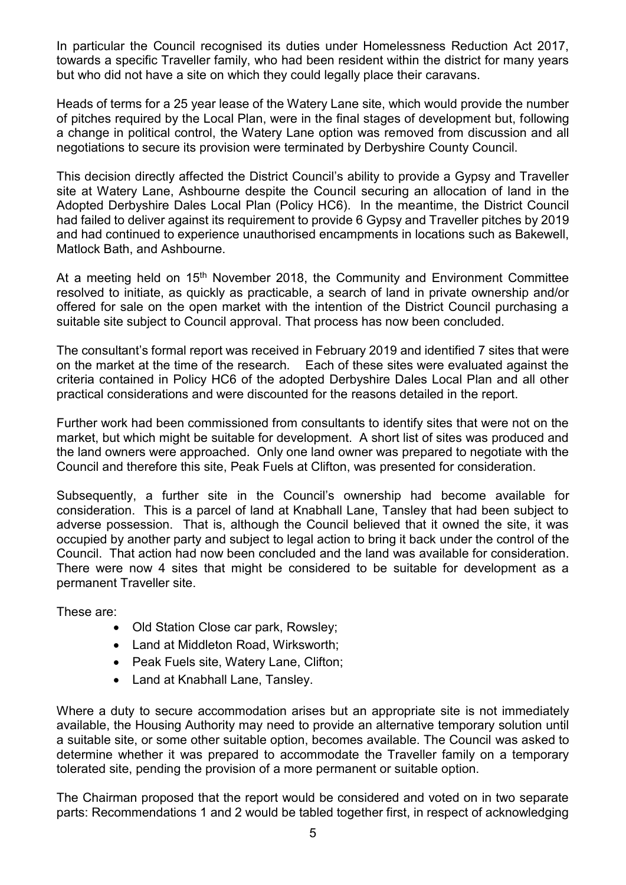In particular the Council recognised its duties under Homelessness Reduction Act 2017, towards a specific Traveller family, who had been resident within the district for many years but who did not have a site on which they could legally place their caravans.

Heads of terms for a 25 year lease of the Watery Lane site, which would provide the number of pitches required by the Local Plan, were in the final stages of development but, following a change in political control, the Watery Lane option was removed from discussion and all negotiations to secure its provision were terminated by Derbyshire County Council.

This decision directly affected the District Council's ability to provide a Gypsy and Traveller site at Watery Lane, Ashbourne despite the Council securing an allocation of land in the Adopted Derbyshire Dales Local Plan (Policy HC6). In the meantime, the District Council had failed to deliver against its requirement to provide 6 Gypsy and Traveller pitches by 2019 and had continued to experience unauthorised encampments in locations such as Bakewell, Matlock Bath, and Ashbourne.

At a meeting held on 15th November 2018, the Community and Environment Committee resolved to initiate, as quickly as practicable, a search of land in private ownership and/or offered for sale on the open market with the intention of the District Council purchasing a suitable site subject to Council approval. That process has now been concluded.

The consultant's formal report was received in February 2019 and identified 7 sites that were on the market at the time of the research. Each of these sites were evaluated against the criteria contained in Policy HC6 of the adopted Derbyshire Dales Local Plan and all other practical considerations and were discounted for the reasons detailed in the report.

Further work had been commissioned from consultants to identify sites that were not on the market, but which might be suitable for development. A short list of sites was produced and the land owners were approached. Only one land owner was prepared to negotiate with the Council and therefore this site, Peak Fuels at Clifton, was presented for consideration.

Subsequently, a further site in the Council's ownership had become available for consideration. This is a parcel of land at Knabhall Lane, Tansley that had been subject to adverse possession. That is, although the Council believed that it owned the site, it was occupied by another party and subject to legal action to bring it back under the control of the Council. That action had now been concluded and the land was available for consideration. There were now 4 sites that might be considered to be suitable for development as a permanent Traveller site.

These are:

- Old Station Close car park, Rowsley;
- Land at Middleton Road, Wirksworth;
- Peak Fuels site, Watery Lane, Clifton;
- Land at Knabhall Lane, Tansley.

Where a duty to secure accommodation arises but an appropriate site is not immediately available, the Housing Authority may need to provide an alternative temporary solution until a suitable site, or some other suitable option, becomes available. The Council was asked to determine whether it was prepared to accommodate the Traveller family on a temporary tolerated site, pending the provision of a more permanent or suitable option.

The Chairman proposed that the report would be considered and voted on in two separate parts: Recommendations 1 and 2 would be tabled together first, in respect of acknowledging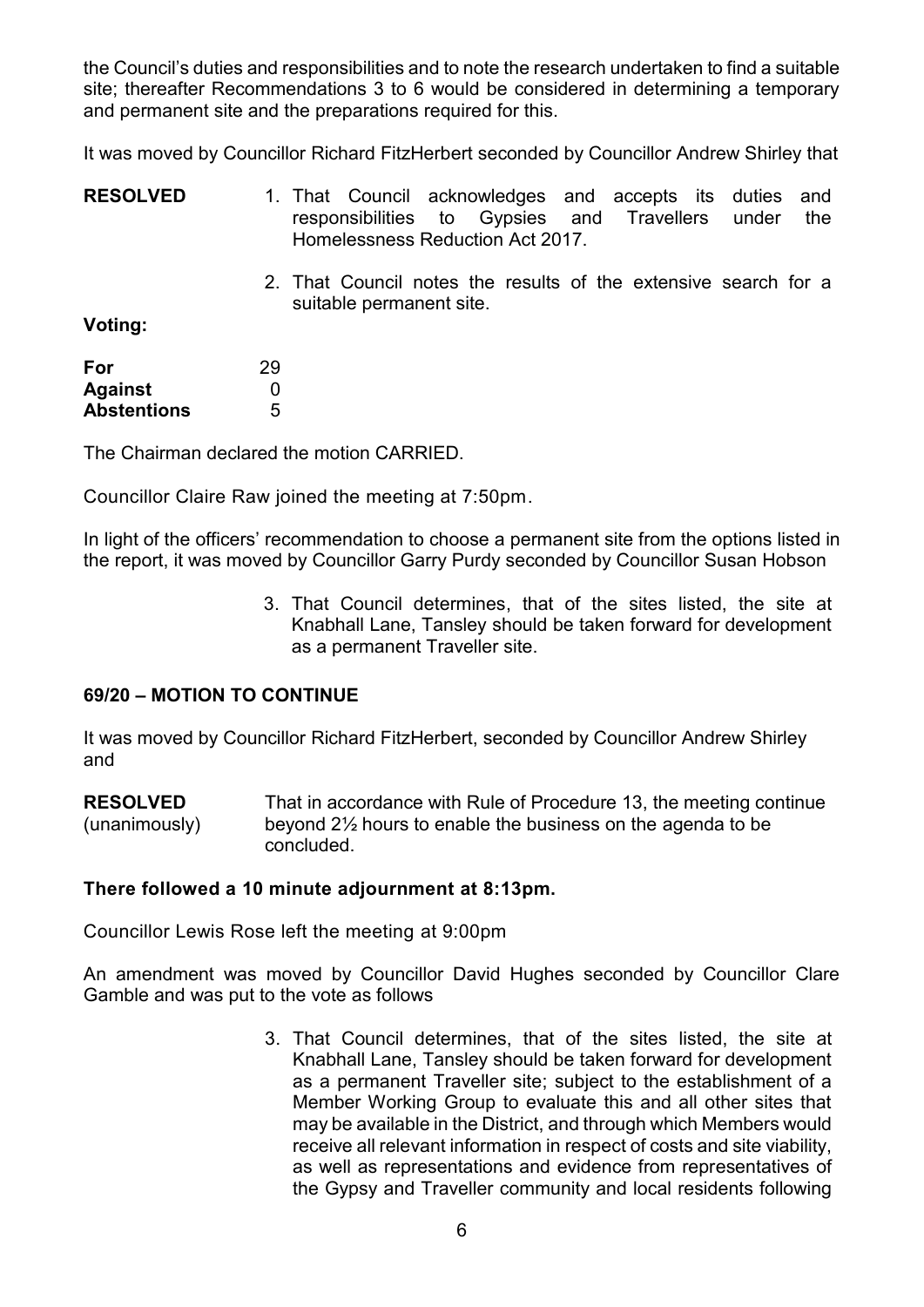the Council's duties and responsibilities and to note the research undertaken to find a suitable site; thereafter Recommendations 3 to 6 would be considered in determining a temporary and permanent site and the preparations required for this.

It was moved by Councillor Richard FitzHerbert seconded by Councillor Andrew Shirley that

**RESOLVED**

1. That Council acknowledges and accepts its duties and responsibilities to Gypsies and Travellers under the Homelessness Reduction Act 2017.
2. That Council notes the results of the extensive search for a suitable permanent site.

**Voting:**

| | |
|---|---|
| **For** | 29 |
| **Against** | 0 |
| **Abstentions** | 5 |

The Chairman declared the motion CARRIED.

Councillor Claire Raw joined the meeting at 7:50pm.

In light of the officers' recommendation to choose a permanent site from the options listed in the report, it was moved by Councillor Garry Purdy seconded by Councillor Susan Hobson

3. That Council determines, that of the sites listed, the site at Knabhall Lane, Tansley should be taken forward for development as a permanent Traveller site.

## 69/20 – MOTION TO CONTINUE

It was moved by Councillor Richard FitzHerbert, seconded by Councillor Andrew Shirley and

**RESOLVED** (unanimously)

That in accordance with Rule of Procedure 13, the meeting continue beyond 2½ hours to enable the business on the agenda to be concluded.

**There followed a 10 minute adjournment at 8:13pm.**

Councillor Lewis Rose left the meeting at 9:00pm

An amendment was moved by Councillor David Hughes seconded by Councillor Clare Gamble and was put to the vote as follows

3. That Council determines, that of the sites listed, the site at Knabhall Lane, Tansley should be taken forward for development as a permanent Traveller site; subject to the establishment of a Member Working Group to evaluate this and all other sites that may be available in the District, and through which Members would receive all relevant information in respect of costs and site viability, as well as representations and evidence from representatives of the Gypsy and Traveller community and local residents following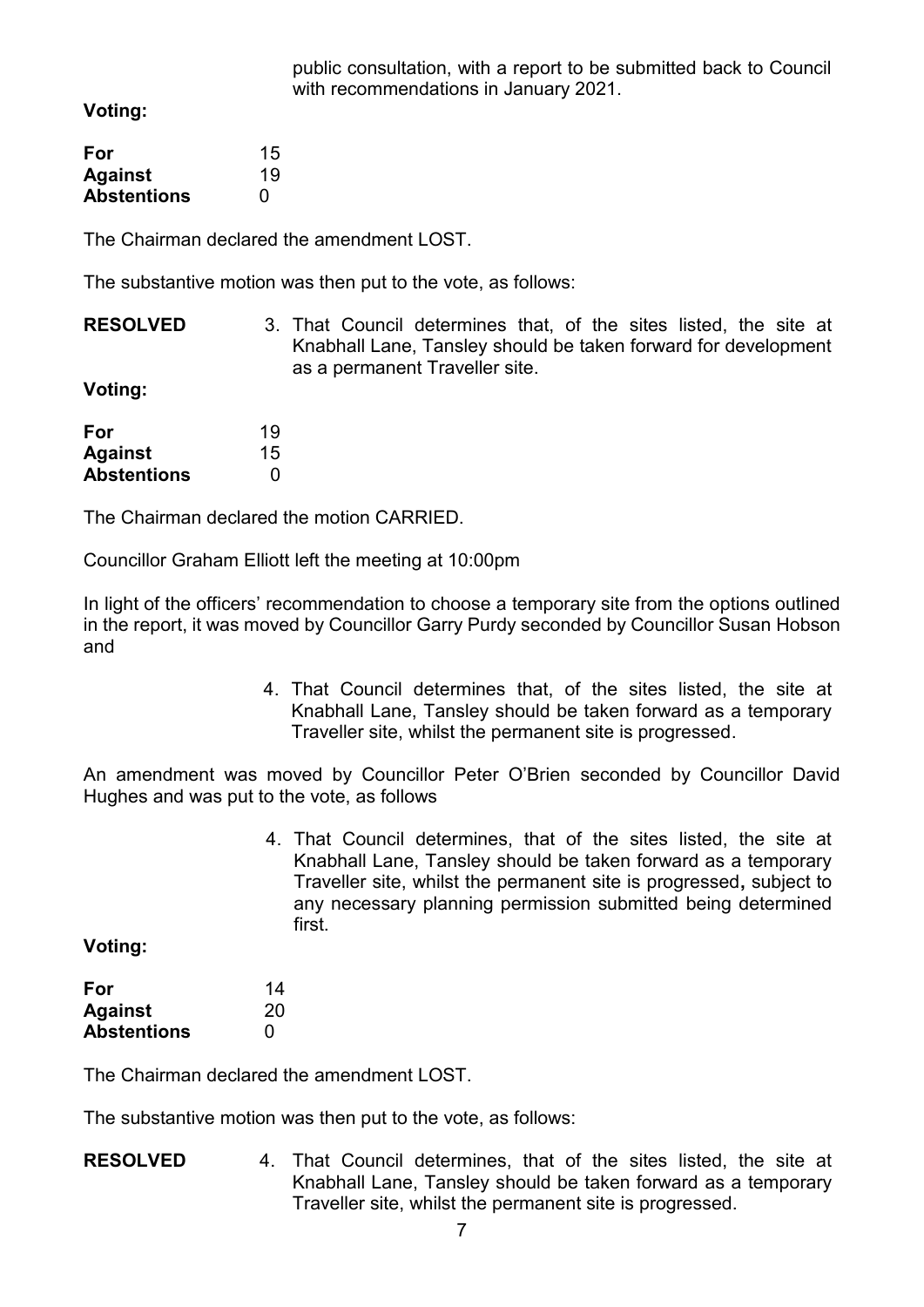public consultation, with a report to be submitted back to Council with recommendations in January 2021.

**Voting:**

| | |
|---|---|
| **For** | 15 |
| **Against** | 19 |
| **Abstentions** | 0 |

The Chairman declared the amendment LOST.

The substantive motion was then put to the vote, as follows:

**RESOLVED** 3. That Council determines that, of the sites listed, the site at Knabhall Lane, Tansley should be taken forward for development as a permanent Traveller site.

**Voting:**

| | |
|---|---|
| **For** | 19 |
| **Against** | 15 |
| **Abstentions** | 0 |

The Chairman declared the motion CARRIED.

Councillor Graham Elliott left the meeting at 10:00pm

In light of the officers' recommendation to choose a temporary site from the options outlined in the report, it was moved by Councillor Garry Purdy seconded by Councillor Susan Hobson and

4. That Council determines that, of the sites listed, the site at Knabhall Lane, Tansley should be taken forward as a temporary Traveller site, whilst the permanent site is progressed.

An amendment was moved by Councillor Peter O'Brien seconded by Councillor David Hughes and was put to the vote, as follows

4. That Council determines, that of the sites listed, the site at Knabhall Lane, Tansley should be taken forward as a temporary Traveller site, whilst the permanent site is progressed**,** subject to any necessary planning permission submitted being determined first.

**Voting:**

| | |
|---|---|
| **For** | 14 |
| **Against** | 20 |
| **Abstentions** | 0 |

The Chairman declared the amendment LOST.

The substantive motion was then put to the vote, as follows:

**RESOLVED** 4. That Council determines, that of the sites listed, the site at Knabhall Lane, Tansley should be taken forward as a temporary Traveller site, whilst the permanent site is progressed.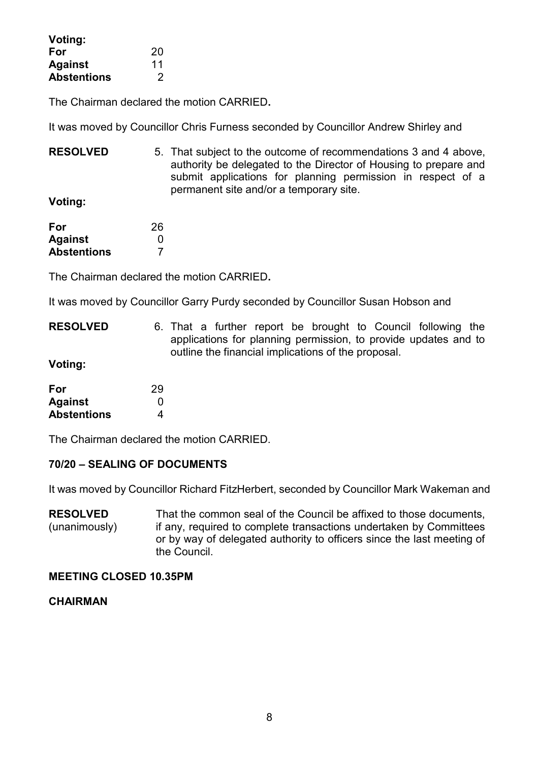**Voting:**

| | |
|---|---|
| **For** | 20 |
| **Against** | 11 |
| **Abstentions** | 2 |

The Chairman declared the motion CARRIED**.**

It was moved by Councillor Chris Furness seconded by Councillor Andrew Shirley and

**RESOLVED** 5. That subject to the outcome of recommendations 3 and 4 above, authority be delegated to the Director of Housing to prepare and submit applications for planning permission in respect of a permanent site and/or a temporary site.

**Voting:**

| | |
|---|---|
| **For** | 26 |
| **Against** | 0 |
| **Abstentions** | 7 |

The Chairman declared the motion CARRIED**.**

It was moved by Councillor Garry Purdy seconded by Councillor Susan Hobson and

**RESOLVED** 6. That a further report be brought to Council following the applications for planning permission, to provide updates and to outline the financial implications of the proposal.

**Voting:**

| | |
|---|---|
| **For** | 29 |
| **Against** | 0 |
| **Abstentions** | 4 |

The Chairman declared the motion CARRIED.

### 70/20 – SEALING OF DOCUMENTS

It was moved by Councillor Richard FitzHerbert, seconded by Councillor Mark Wakeman and

**RESOLVED** (unanimously) That the common seal of the Council be affixed to those documents, if any, required to complete transactions undertaken by Committees or by way of delegated authority to officers since the last meeting of the Council.

**MEETING CLOSED 10.35PM**

**CHAIRMAN**